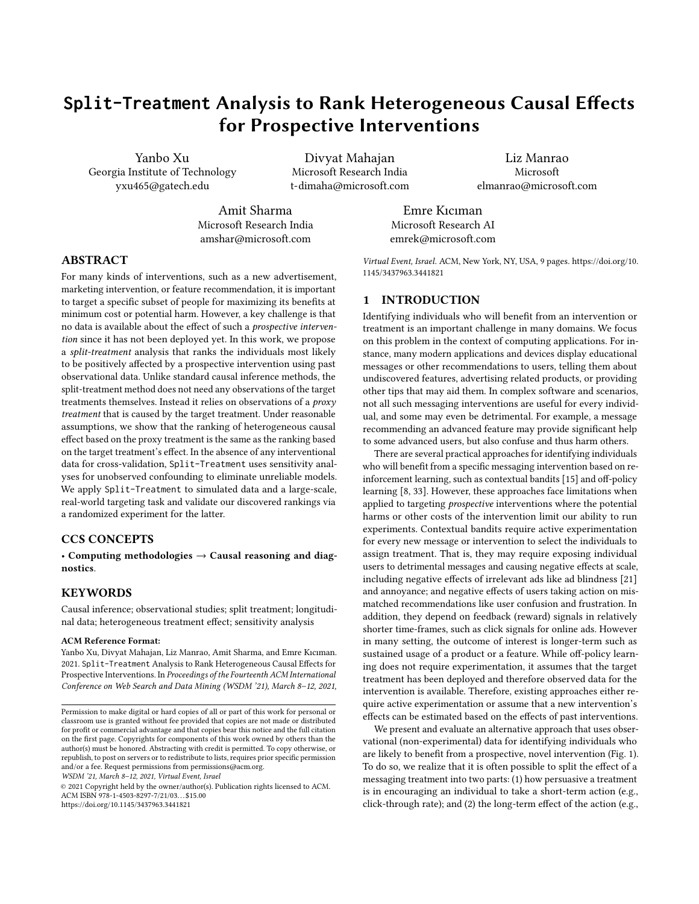# `Split-Treatment` Analysis to Rank Heterogeneous Causal Effects for Prospective Interventions

Yanbo Xu
Georgia Institute of Technology
yxu465@gatech.edu

Divyat Mahajan
Microsoft Research India
t-dimaha@microsoft.com

Liz Manrao
Microsoft
elmanrao@microsoft.com

Amit Sharma
Microsoft Research India
amshar@microsoft.com

Emre Kıcıman
Microsoft Research AI
emrek@microsoft.com

## ABSTRACT

For many kinds of interventions, such as a new advertisement, marketing intervention, or feature recommendation, it is important to target a specific subset of people for maximizing its benefits at minimum cost or potential harm. However, a key challenge is that no data is available about the effect of such a *prospective intervention* since it has not been deployed yet. In this work, we propose a *split-treatment* analysis that ranks the individuals most likely to be positively affected by a prospective intervention using past observational data. Unlike standard causal inference methods, the split-treatment method does not need any observations of the target treatments themselves. Instead it relies on observations of a *proxy treatment* that is caused by the target treatment. Under reasonable assumptions, we show that the ranking of heterogeneous causal effect based on the proxy treatment is the same as the ranking based on the target treatment's effect. In the absence of any interventional data for cross-validation, `Split-Treatment` uses sensitivity analyses for unobserved confounding to eliminate unreliable models. We apply `Split-Treatment` to simulated data and a large-scale, real-world targeting task and validate our discovered rankings via a randomized experiment for the latter.

## CCS CONCEPTS

• **Computing methodologies → Causal reasoning and diagnostics**.

## KEYWORDS

Causal inference; observational studies; split treatment; longitudinal data; heterogeneous treatment effect; sensitivity analysis

**ACM Reference Format:**
Yanbo Xu, Divyat Mahajan, Liz Manrao, Amit Sharma, and Emre Kıcıman. 2021. `Split-Treatment` Analysis to Rank Heterogeneous Causal Effects for Prospective Interventions. In *Proceedings of the Fourteenth ACM International Conference on Web Search and Data Mining (WSDM '21), March 8–12, 2021, Virtual Event, Israel.* ACM, New York, NY, USA, 9 pages. https://doi.org/10.1145/3437963.3441821

Permission to make digital or hard copies of all or part of this work for personal or classroom use is granted without fee provided that copies are not made or distributed for profit or commercial advantage and that copies bear this notice and the full citation on the first page. Copyrights for components of this work owned by others than the author(s) must be honored. Abstracting with credit is permitted. To copy otherwise, or republish, to post on servers or to redistribute to lists, requires prior specific permission and/or a fee. Request permissions from permissions@acm.org.
*WSDM '21, March 8–12, 2021, Virtual Event, Israel*
© 2021 Copyright held by the owner/author(s). Publication rights licensed to ACM.
ACM ISBN 978-1-4503-8297-7/21/03...$15.00
https://doi.org/10.1145/3437963.3441821

## 1 INTRODUCTION

Identifying individuals who will benefit from an intervention or treatment is an important challenge in many domains. We focus on this problem in the context of computing applications. For instance, many modern applications and devices display educational messages or other recommendations to users, telling them about undiscovered features, advertising related products, or providing other tips that may aid them. In complex software and scenarios, not all such messaging interventions are useful for every individual, and some may even be detrimental. For example, a message recommending an advanced feature may provide significant help to some advanced users, but also confuse and thus harm others.

There are several practical approaches for identifying individuals who will benefit from a specific messaging intervention based on reinforcement learning, such as contextual bandits [15] and off-policy learning [8, 33]. However, these approaches face limitations when applied to targeting *prospective* interventions where the potential harms or other costs of the intervention limit our ability to run experiments. Contextual bandits require active experimentation for every new message or intervention to select the individuals to assign treatment. That is, they may require exposing individual users to detrimental messages and causing negative effects at scale, including negative effects of irrelevant ads like ad blindness [21] and annoyance; and negative effects of users taking action on mismatched recommendations like user confusion and frustration. In addition, they depend on feedback (reward) signals in relatively shorter time-frames, such as click signals for online ads. However in many setting, the outcome of interest is longer-term such as sustained usage of a product or a feature. While off-policy learning does not require experimentation, it assumes that the target treatment has been deployed and therefore observed data for the intervention is available. Therefore, existing approaches either require active experimentation or assume that a new intervention's effects can be estimated based on the effects of past interventions.

We present and evaluate an alternative approach that uses observational (non-experimental) data for identifying individuals who are likely to benefit from a prospective, novel intervention (Fig. 1). To do so, we realize that it is often possible to split the effect of a messaging treatment into two parts: (1) how persuasive a treatment is in encouraging an individual to take a short-term action (e.g., click-through rate); and (2) the long-term effect of the action (e.g.,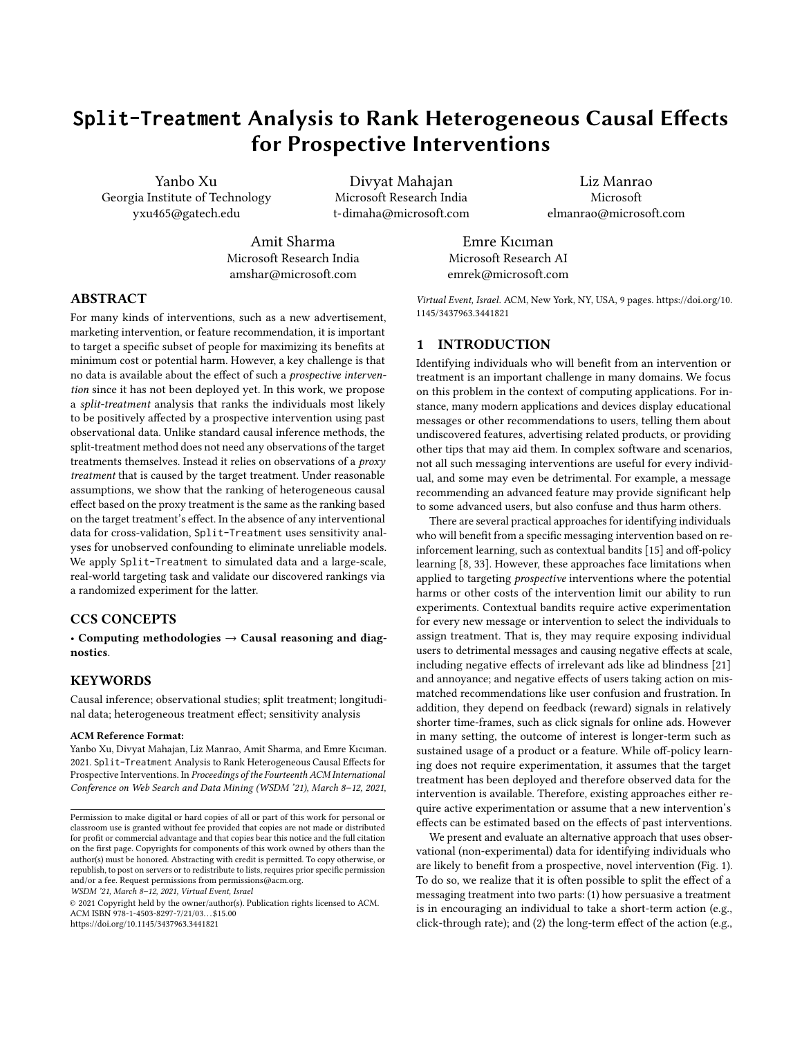# **Split-Treatment Analysis to Rank Heterogeneous Causal Effects for Prospective Interventions**

Yanbo Xu
Georgia Institute of Technology
yxu465@gatech.edu

Divyat Mahajan
Microsoft Research India
t-dimaha@microsoft.com

Liz Manrao
Microsoft
elmanrao@microsoft.com

Amit Sharma
Microsoft Research India
amshar@microsoft.com

Emre Kıcıman
Microsoft Research AI
emrek@microsoft.com

## ABSTRACT

For many kinds of interventions, such as a new advertisement, marketing intervention, or feature recommendation, it is important to target a specific subset of people for maximizing its benefits at minimum cost or potential harm. However, a key challenge is that no data is available about the effect of such a *prospective intervention* since it has not been deployed yet. In this work, we propose a *split-treatment* analysis that ranks the individuals most likely to be positively affected by a prospective intervention using past observational data. Unlike standard causal inference methods, the split-treatment method does not need any observations of the target treatments themselves. Instead it relies on observations of a *proxy treatment* that is caused by the target treatment. Under reasonable assumptions, we show that the ranking of heterogeneous causal effect based on the proxy treatment is the same as the ranking based on the target treatment's effect. In the absence of any interventional data for cross-validation, Split-Treatment uses sensitivity analyses for unobserved confounding to eliminate unreliable models. We apply Split-Treatment to simulated data and a large-scale, real-world targeting task and validate our discovered rankings via a randomized experiment for the latter.

## CCS CONCEPTS

• **Computing methodologies → Causal reasoning and diagnostics**.

## KEYWORDS

Causal inference; observational studies; split treatment; longitudinal data; heterogeneous treatment effect; sensitivity analysis

**ACM Reference Format:**
Yanbo Xu, Divyat Mahajan, Liz Manrao, Amit Sharma, and Emre Kıcıman. 2021. Split-Treatment Analysis to Rank Heterogeneous Causal Effects for Prospective Interventions. In *Proceedings of the Fourteenth ACM International Conference on Web Search and Data Mining (WSDM '21), March 8–12, 2021, Virtual Event, Israel.* ACM, New York, NY, USA, 9 pages. https://doi.org/10.1145/3437963.3441821

Permission to make digital or hard copies of all or part of this work for personal or classroom use is granted without fee provided that copies are not made or distributed for profit or commercial advantage and that copies bear this notice and the full citation on the first page. Copyrights for components of this work owned by others than the author(s) must be honored. Abstracting with credit is permitted. To copy otherwise, or republish, to post on servers or to redistribute to lists, requires prior specific permission and/or a fee. Request permissions from permissions@acm.org.
*WSDM '21, March 8–12, 2021, Virtual Event, Israel*
© 2021 Copyright held by the owner/author(s). Publication rights licensed to ACM.
ACM ISBN 978-1-4503-8297-7/21/03...$15.00
https://doi.org/10.1145/3437963.3441821

## 1 INTRODUCTION

Identifying individuals who will benefit from an intervention or treatment is an important challenge in many domains. We focus on this problem in the context of computing applications. For instance, many modern applications and devices display educational messages or other recommendations to users, telling them about undiscovered features, advertising related products, or providing other tips that may aid them. In complex software and scenarios, not all such messaging interventions are useful for every individual, and some may even be detrimental. For example, a message recommending an advanced feature may provide significant help to some advanced users, but also confuse and thus harm others.

There are several practical approaches for identifying individuals who will benefit from a specific messaging intervention based on reinforcement learning, such as contextual bandits [15] and off-policy learning [8, 33]. However, these approaches face limitations when applied to targeting *prospective* interventions where the potential harms or other costs of the intervention limit our ability to run experiments. Contextual bandits require active experimentation for every new message or intervention to select the individuals to assign treatment. That is, they may require exposing individual users to detrimental messages and causing negative effects at scale, including negative effects of irrelevant ads like ad blindness [21] and annoyance; and negative effects of users taking action on mismatched recommendations like user confusion and frustration. In addition, they depend on feedback (reward) signals in relatively shorter time-frames, such as click signals for online ads. However in many setting, the outcome of interest is longer-term such as sustained usage of a product or a feature. While off-policy learning does not require experimentation, it assumes that the target treatment has been deployed and therefore observed data for the intervention is available. Therefore, existing approaches either require active experimentation or assume that a new intervention's effects can be estimated based on the effects of past interventions.

We present and evaluate an alternative approach that uses observational (non-experimental) data for identifying individuals who are likely to benefit from a prospective, novel intervention (Fig. 1). To do so, we realize that it is often possible to split the effect of a messaging treatment into two parts: (1) how persuasive a treatment is in encouraging an individual to take a short-term action (e.g., click-through rate); and (2) the long-term effect of the action (e.g.,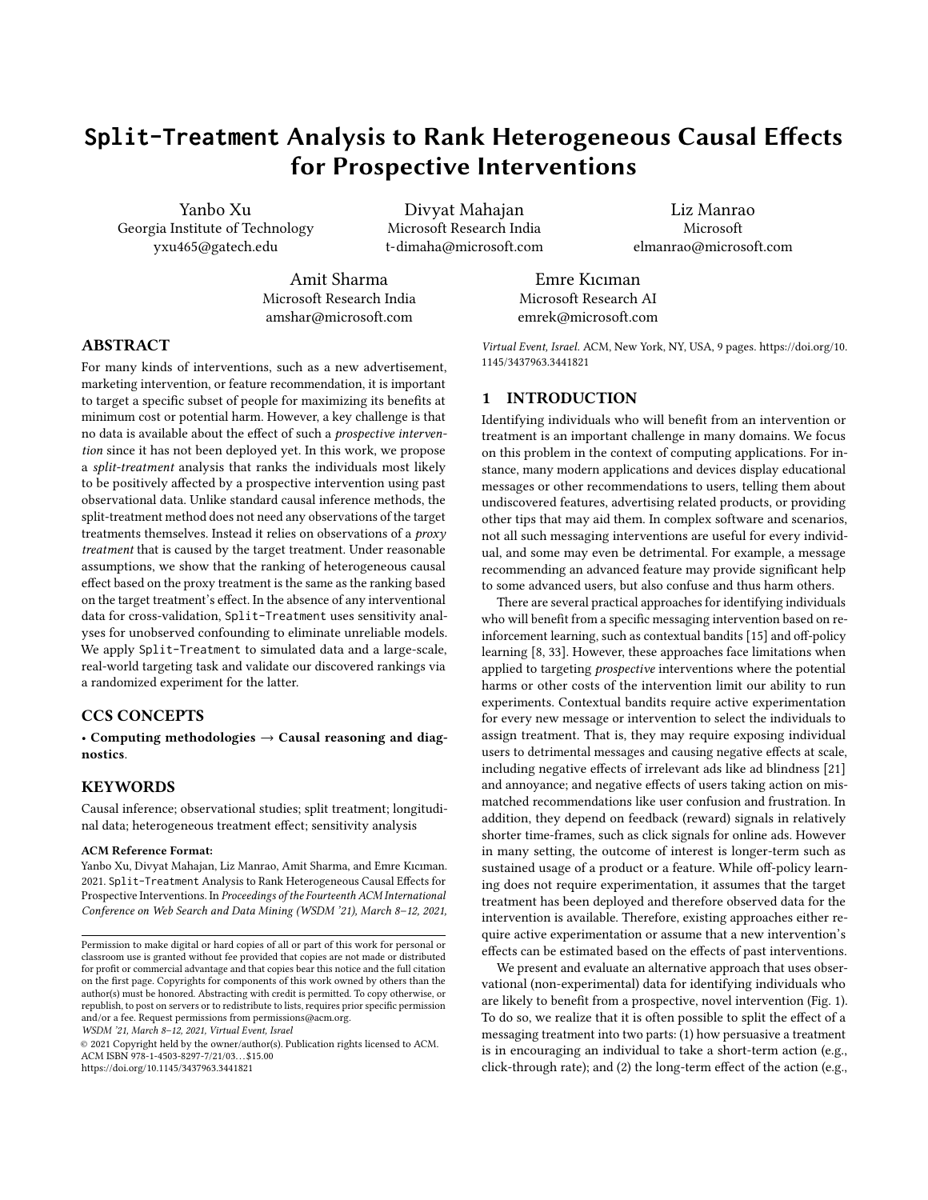# Split-Treatment Analysis to Rank Heterogeneous Causal Effects for Prospective Interventions

Yanbo Xu
Georgia Institute of Technology
yxu465@gatech.edu

Divyat Mahajan
Microsoft Research India
t-dimaha@microsoft.com

Liz Manrao
Microsoft
elmanrao@microsoft.com

Amit Sharma
Microsoft Research India
amshar@microsoft.com

Emre Kıcıman
Microsoft Research AI
emrek@microsoft.com

## ABSTRACT

For many kinds of interventions, such as a new advertisement, marketing intervention, or feature recommendation, it is important to target a specific subset of people for maximizing its benefits at minimum cost or potential harm. However, a key challenge is that no data is available about the effect of such a *prospective intervention* since it has not been deployed yet. In this work, we propose a *split-treatment* analysis that ranks the individuals most likely to be positively affected by a prospective intervention using past observational data. Unlike standard causal inference methods, the split-treatment method does not need any observations of the target treatments themselves. Instead it relies on observations of a *proxy treatment* that is caused by the target treatment. Under reasonable assumptions, we show that the ranking of heterogeneous causal effect based on the proxy treatment is the same as the ranking based on the target treatment's effect. In the absence of any interventional data for cross-validation, Split-Treatment uses sensitivity analyses for unobserved confounding to eliminate unreliable models. We apply Split-Treatment to simulated data and a large-scale, real-world targeting task and validate our discovered rankings via a randomized experiment for the latter.

## CCS CONCEPTS

• **Computing methodologies** → **Causal reasoning and diagnostics**.

## KEYWORDS

Causal inference; observational studies; split treatment; longitudinal data; heterogeneous treatment effect; sensitivity analysis

**ACM Reference Format:**
Yanbo Xu, Divyat Mahajan, Liz Manrao, Amit Sharma, and Emre Kıcıman. 2021. Split-Treatment Analysis to Rank Heterogeneous Causal Effects for Prospective Interventions. In *Proceedings of the Fourteenth ACM International Conference on Web Search and Data Mining (WSDM '21), March 8–12, 2021, Virtual Event, Israel.* ACM, New York, NY, USA, 9 pages. https://doi.org/10.1145/3437963.3441821

Permission to make digital or hard copies of all or part of this work for personal or classroom use is granted without fee provided that copies are not made or distributed for profit or commercial advantage and that copies bear this notice and the full citation on the first page. Copyrights for components of this work owned by others than the author(s) must be honored. Abstracting with credit is permitted. To copy otherwise, or republish, to post on servers or to redistribute to lists, requires prior specific permission and/or a fee. Request permissions from permissions@acm.org.
*WSDM '21, March 8–12, 2021, Virtual Event, Israel*
© 2021 Copyright held by the owner/author(s). Publication rights licensed to ACM.
ACM ISBN 978-1-4503-8297-7/21/03...$15.00
https://doi.org/10.1145/3437963.3441821

## 1 INTRODUCTION

Identifying individuals who will benefit from an intervention or treatment is an important challenge in many domains. We focus on this problem in the context of computing applications. For instance, many modern applications and devices display educational messages or other recommendations to users, telling them about undiscovered features, advertising related products, or providing other tips that may aid them. In complex software and scenarios, not all such messaging interventions are useful for every individual, and some may even be detrimental. For example, a message recommending an advanced feature may provide significant help to some advanced users, but also confuse and thus harm others.

There are several practical approaches for identifying individuals who will benefit from a specific messaging intervention based on reinforcement learning, such as contextual bandits [15] and off-policy learning [8, 33]. However, these approaches face limitations when applied to targeting *prospective* interventions where the potential harms or other costs of the intervention limit our ability to run experiments. Contextual bandits require active experimentation for every new message or intervention to select the individuals to assign treatment. That is, they may require exposing individual users to detrimental messages and causing negative effects at scale, including negative effects of irrelevant ads like ad blindness [21] and annoyance; and negative effects of users taking action on mismatched recommendations like user confusion and frustration. In addition, they depend on feedback (reward) signals in relatively shorter time-frames, such as click signals for online ads. However in many setting, the outcome of interest is longer-term such as sustained usage of a product or a feature. While off-policy learning does not require experimentation, it assumes that the target treatment has been deployed and therefore observed data for the intervention is available. Therefore, existing approaches either require active experimentation or assume that a new intervention's effects can be estimated based on the effects of past interventions.

We present and evaluate an alternative approach that uses observational (non-experimental) data for identifying individuals who are likely to benefit from a prospective, novel intervention (Fig. 1). To do so, we realize that it is often possible to split the effect of a messaging treatment into two parts: (1) how persuasive a treatment is in encouraging an individual to take a short-term action (e.g., click-through rate); and (2) the long-term effect of the action (e.g.,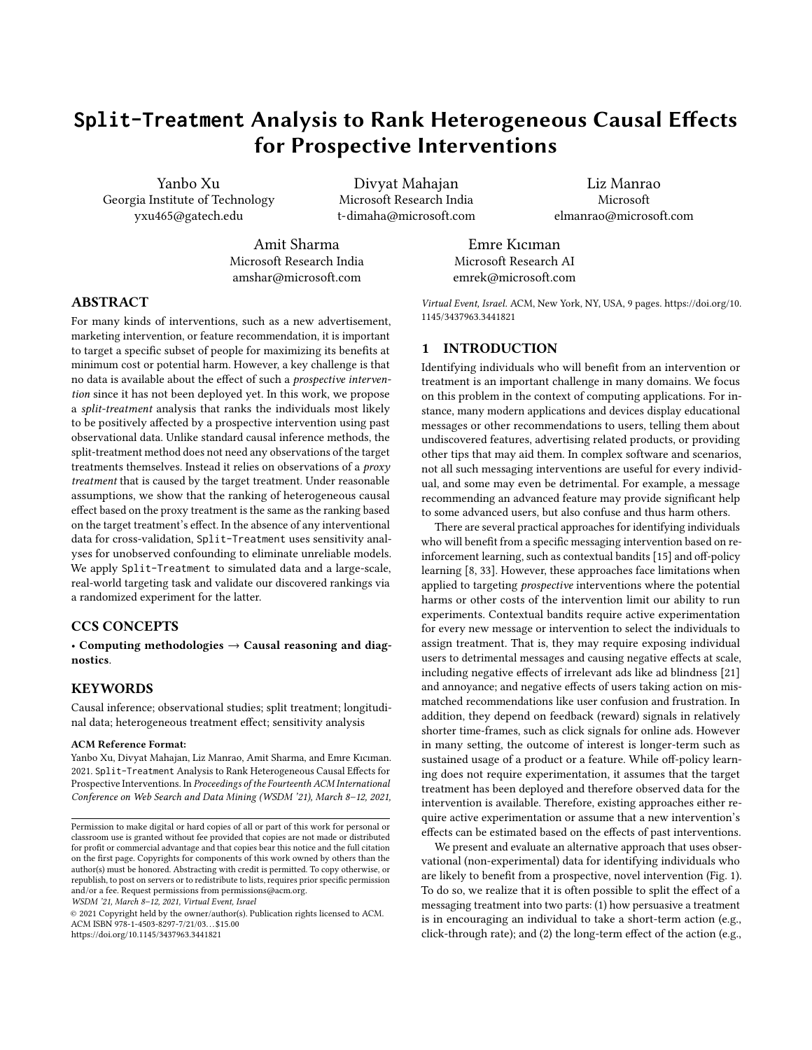# Split-Treatment Analysis to Rank Heterogeneous Causal Effects for Prospective Interventions

Yanbo Xu
Georgia Institute of Technology
yxu465@gatech.edu

Divyat Mahajan
Microsoft Research India
t-dimaha@microsoft.com

Liz Manrao
Microsoft
elmanrao@microsoft.com

Amit Sharma
Microsoft Research India
amshar@microsoft.com

Emre Kıcıman
Microsoft Research AI
emrek@microsoft.com

## ABSTRACT

For many kinds of interventions, such as a new advertisement, marketing intervention, or feature recommendation, it is important to target a specific subset of people for maximizing its benefits at minimum cost or potential harm. However, a key challenge is that no data is available about the effect of such a *prospective intervention* since it has not been deployed yet. In this work, we propose a *split-treatment* analysis that ranks the individuals most likely to be positively affected by a prospective intervention using past observational data. Unlike standard causal inference methods, the split-treatment method does not need any observations of the target treatments themselves. Instead it relies on observations of a *proxy treatment* that is caused by the target treatment. Under reasonable assumptions, we show that the ranking of heterogeneous causal effect based on the proxy treatment is the same as the ranking based on the target treatment's effect. In the absence of any interventional data for cross-validation, Split-Treatment uses sensitivity analyses for unobserved confounding to eliminate unreliable models. We apply Split-Treatment to simulated data and a large-scale, real-world targeting task and validate our discovered rankings via a randomized experiment for the latter.

## CCS CONCEPTS

• **Computing methodologies → Causal reasoning and diagnostics**.

## KEYWORDS

Causal inference; observational studies; split treatment; longitudinal data; heterogeneous treatment effect; sensitivity analysis

**ACM Reference Format:**
Yanbo Xu, Divyat Mahajan, Liz Manrao, Amit Sharma, and Emre Kıcıman. 2021. Split-Treatment Analysis to Rank Heterogeneous Causal Effects for Prospective Interventions. In *Proceedings of the Fourteenth ACM International Conference on Web Search and Data Mining (WSDM '21), March 8–12, 2021, Virtual Event, Israel.* ACM, New York, NY, USA, 9 pages. https://doi.org/10.1145/3437963.3441821

Permission to make digital or hard copies of all or part of this work for personal or classroom use is granted without fee provided that copies are not made or distributed for profit or commercial advantage and that copies bear this notice and the full citation on the first page. Copyrights for components of this work owned by others than the author(s) must be honored. Abstracting with credit is permitted. To copy otherwise, or republish, to post on servers or to redistribute to lists, requires prior specific permission and/or a fee. Request permissions from permissions@acm.org.
*WSDM '21, March 8–12, 2021, Virtual Event, Israel*
© 2021 Copyright held by the owner/author(s). Publication rights licensed to ACM.
ACM ISBN 978-1-4503-8297-7/21/03...$15.00
https://doi.org/10.1145/3437963.3441821

## 1 INTRODUCTION

Identifying individuals who will benefit from an intervention or treatment is an important challenge in many domains. We focus on this problem in the context of computing applications. For instance, many modern applications and devices display educational messages or other recommendations to users, telling them about undiscovered features, advertising related products, or providing other tips that may aid them. In complex software and scenarios, not all such messaging interventions are useful for every individual, and some may even be detrimental. For example, a message recommending an advanced feature may provide significant help to some advanced users, but also confuse and thus harm others.

There are several practical approaches for identifying individuals who will benefit from a specific messaging intervention based on reinforcement learning, such as contextual bandits [15] and off-policy learning [8, 33]. However, these approaches face limitations when applied to targeting *prospective* interventions where the potential harms or other costs of the intervention limit our ability to run experiments. Contextual bandits require active experimentation for every new message or intervention to select the individuals to assign treatment. That is, they may require exposing individual users to detrimental messages and causing negative effects at scale, including negative effects of irrelevant ads like ad blindness [21] and annoyance; and negative effects of users taking action on mismatched recommendations like user confusion and frustration. In addition, they depend on feedback (reward) signals in relatively shorter time-frames, such as click signals for online ads. However in many setting, the outcome of interest is longer-term such as sustained usage of a product or a feature. While off-policy learning does not require experimentation, it assumes that the target treatment has been deployed and therefore observed data for the intervention is available. Therefore, existing approaches either require active experimentation or assume that a new intervention's effects can be estimated based on the effects of past interventions.

We present and evaluate an alternative approach that uses observational (non-experimental) data for identifying individuals who are likely to benefit from a prospective, novel intervention (Fig. 1). To do so, we realize that it is often possible to split the effect of a messaging treatment into two parts: (1) how persuasive a treatment is in encouraging an individual to take a short-term action (e.g., click-through rate); and (2) the long-term effect of the action (e.g.,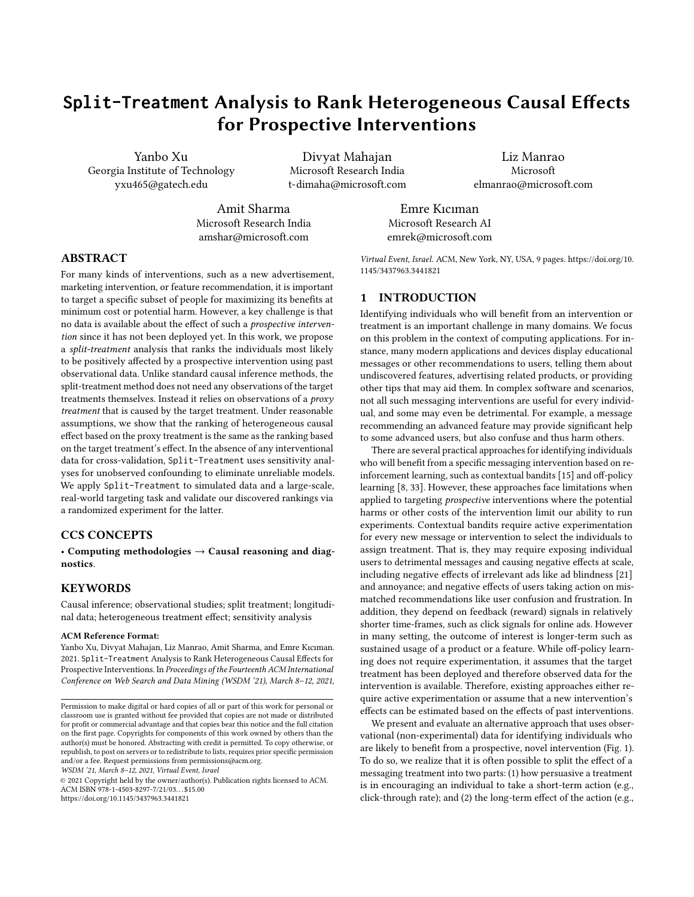# Split-Treatment Analysis to Rank Heterogeneous Causal Effects for Prospective Interventions

Yanbo Xu
Georgia Institute of Technology
yxu465@gatech.edu

Divyat Mahajan
Microsoft Research India
t-dimaha@microsoft.com

Liz Manrao
Microsoft
elmanrao@microsoft.com

Amit Sharma
Microsoft Research India
amshar@microsoft.com

Emre Kıcıman
Microsoft Research AI
emrek@microsoft.com

## ABSTRACT

For many kinds of interventions, such as a new advertisement, marketing intervention, or feature recommendation, it is important to target a specific subset of people for maximizing its benefits at minimum cost or potential harm. However, a key challenge is that no data is available about the effect of such a *prospective intervention* since it has not been deployed yet. In this work, we propose a *split-treatment* analysis that ranks the individuals most likely to be positively affected by a prospective intervention using past observational data. Unlike standard causal inference methods, the split-treatment method does not need any observations of the target treatments themselves. Instead it relies on observations of a *proxy treatment* that is caused by the target treatment. Under reasonable assumptions, we show that the ranking of heterogeneous causal effect based on the proxy treatment is the same as the ranking based on the target treatment's effect. In the absence of any interventional data for cross-validation, Split-Treatment uses sensitivity analyses for unobserved confounding to eliminate unreliable models. We apply Split-Treatment to simulated data and a large-scale, real-world targeting task and validate our discovered rankings via a randomized experiment for the latter.

## CCS CONCEPTS

• **Computing methodologies → Causal reasoning and diagnostics**.

## KEYWORDS

Causal inference; observational studies; split treatment; longitudinal data; heterogeneous treatment effect; sensitivity analysis

**ACM Reference Format:**
Yanbo Xu, Divyat Mahajan, Liz Manrao, Amit Sharma, and Emre Kıcıman. 2021. Split-Treatment Analysis to Rank Heterogeneous Causal Effects for Prospective Interventions. In *Proceedings of the Fourteenth ACM International Conference on Web Search and Data Mining (WSDM '21), March 8–12, 2021, Virtual Event, Israel.* ACM, New York, NY, USA, 9 pages. https://doi.org/10.1145/3437963.3441821

Permission to make digital or hard copies of all or part of this work for personal or classroom use is granted without fee provided that copies are not made or distributed for profit or commercial advantage and that copies bear this notice and the full citation on the first page. Copyrights for components of this work owned by others than the author(s) must be honored. Abstracting with credit is permitted. To copy otherwise, or republish, to post on servers or to redistribute to lists, requires prior specific permission and/or a fee. Request permissions from permissions@acm.org.
*WSDM '21, March 8–12, 2021, Virtual Event, Israel*
© 2021 Copyright held by the owner/author(s). Publication rights licensed to ACM.
ACM ISBN 978-1-4503-8297-7/21/03...$15.00
https://doi.org/10.1145/3437963.3441821

## 1 INTRODUCTION

Identifying individuals who will benefit from an intervention or treatment is an important challenge in many domains. We focus on this problem in the context of computing applications. For instance, many modern applications and devices display educational messages or other recommendations to users, telling them about undiscovered features, advertising related products, or providing other tips that may aid them. In complex software and scenarios, not all such messaging interventions are useful for every individual, and some may even be detrimental. For example, a message recommending an advanced feature may provide significant help to some advanced users, but also confuse and thus harm others.

There are several practical approaches for identifying individuals who will benefit from a specific messaging intervention based on reinforcement learning, such as contextual bandits [15] and off-policy learning [8, 33]. However, these approaches face limitations when applied to targeting *prospective* interventions where the potential harms or other costs of the intervention limit our ability to run experiments. Contextual bandits require active experimentation for every new message or intervention to select the individuals to assign treatment. That is, they may require exposing individual users to detrimental messages and causing negative effects at scale, including negative effects of irrelevant ads like ad blindness [21] and annoyance; and negative effects of users taking action on mismatched recommendations like user confusion and frustration. In addition, they depend on feedback (reward) signals in relatively shorter time-frames, such as click signals for online ads. However in many setting, the outcome of interest is longer-term such as sustained usage of a product or a feature. While off-policy learning does not require experimentation, it assumes that the target treatment has been deployed and therefore observed data for the intervention is available. Therefore, existing approaches either require active experimentation or assume that a new intervention's effects can be estimated based on the effects of past interventions.

We present and evaluate an alternative approach that uses observational (non-experimental) data for identifying individuals who are likely to benefit from a prospective, novel intervention (Fig. 1). To do so, we realize that it is often possible to split the effect of a messaging treatment into two parts: (1) how persuasive a treatment is in encouraging an individual to take a short-term action (e.g., click-through rate); and (2) the long-term effect of the action (e.g.,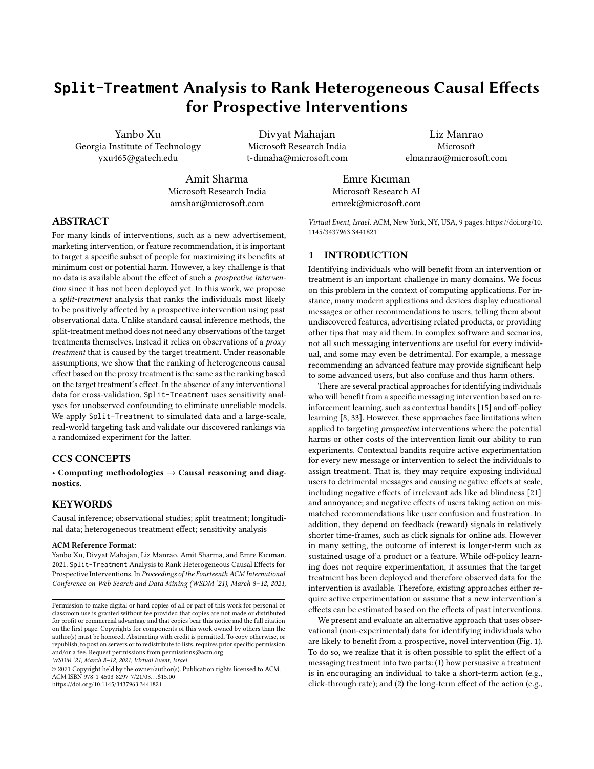# Split-Treatment Analysis to Rank Heterogeneous Causal Effects for Prospective Interventions

Yanbo Xu
Georgia Institute of Technology
yxu465@gatech.edu

Divyat Mahajan
Microsoft Research India
t-dimaha@microsoft.com

Liz Manrao
Microsoft
elmanrao@microsoft.com

Amit Sharma
Microsoft Research India
amshar@microsoft.com

Emre Kıcıman
Microsoft Research AI
emrek@microsoft.com

## ABSTRACT

For many kinds of interventions, such as a new advertisement, marketing intervention, or feature recommendation, it is important to target a specific subset of people for maximizing its benefits at minimum cost or potential harm. However, a key challenge is that no data is available about the effect of such a *prospective intervention* since it has not been deployed yet. In this work, we propose a *split-treatment* analysis that ranks the individuals most likely to be positively affected by a prospective intervention using past observational data. Unlike standard causal inference methods, the split-treatment method does not need any observations of the target treatments themselves. Instead it relies on observations of a *proxy treatment* that is caused by the target treatment. Under reasonable assumptions, we show that the ranking of heterogeneous causal effect based on the proxy treatment is the same as the ranking based on the target treatment's effect. In the absence of any interventional data for cross-validation, Split-Treatment uses sensitivity analyses for unobserved confounding to eliminate unreliable models. We apply Split-Treatment to simulated data and a large-scale, real-world targeting task and validate our discovered rankings via a randomized experiment for the latter.

## CCS CONCEPTS

• **Computing methodologies → Causal reasoning and diagnostics**.

## KEYWORDS

Causal inference; observational studies; split treatment; longitudinal data; heterogeneous treatment effect; sensitivity analysis

**ACM Reference Format:**
Yanbo Xu, Divyat Mahajan, Liz Manrao, Amit Sharma, and Emre Kıcıman. 2021. Split-Treatment Analysis to Rank Heterogeneous Causal Effects for Prospective Interventions. In *Proceedings of the Fourteenth ACM International Conference on Web Search and Data Mining (WSDM '21), March 8–12, 2021, Virtual Event, Israel.* ACM, New York, NY, USA, 9 pages. https://doi.org/10.1145/3437963.3441821

Permission to make digital or hard copies of all or part of this work for personal or classroom use is granted without fee provided that copies are not made or distributed for profit or commercial advantage and that copies bear this notice and the full citation on the first page. Copyrights for components of this work owned by others than the author(s) must be honored. Abstracting with credit is permitted. To copy otherwise, or republish, to post on servers or to redistribute to lists, requires prior specific permission and/or a fee. Request permissions from permissions@acm.org.
*WSDM '21, March 8–12, 2021, Virtual Event, Israel*
© 2021 Copyright held by the owner/author(s). Publication rights licensed to ACM.
ACM ISBN 978-1-4503-8297-7/21/03...$15.00
https://doi.org/10.1145/3437963.3441821

## 1 INTRODUCTION

Identifying individuals who will benefit from an intervention or treatment is an important challenge in many domains. We focus on this problem in the context of computing applications. For instance, many modern applications and devices display educational messages or other recommendations to users, telling them about undiscovered features, advertising related products, or providing other tips that may aid them. In complex software and scenarios, not all such messaging interventions are useful for every individual, and some may even be detrimental. For example, a message recommending an advanced feature may provide significant help to some advanced users, but also confuse and thus harm others.

There are several practical approaches for identifying individuals who will benefit from a specific messaging intervention based on reinforcement learning, such as contextual bandits [15] and off-policy learning [8, 33]. However, these approaches face limitations when applied to targeting *prospective* interventions where the potential harms or other costs of the intervention limit our ability to run experiments. Contextual bandits require active experimentation for every new message or intervention to select the individuals to assign treatment. That is, they may require exposing individual users to detrimental messages and causing negative effects at scale, including negative effects of irrelevant ads like ad blindness [21] and annoyance; and negative effects of users taking action on mismatched recommendations like user confusion and frustration. In addition, they depend on feedback (reward) signals in relatively shorter time-frames, such as click signals for online ads. However in many setting, the outcome of interest is longer-term such as sustained usage of a product or a feature. While off-policy learning does not require experimentation, it assumes that the target treatment has been deployed and therefore observed data for the intervention is available. Therefore, existing approaches either require active experimentation or assume that a new intervention's effects can be estimated based on the effects of past interventions.

We present and evaluate an alternative approach that uses observational (non-experimental) data for identifying individuals who are likely to benefit from a prospective, novel intervention (Fig. 1). To do so, we realize that it is often possible to split the effect of a messaging treatment into two parts: (1) how persuasive a treatment is in encouraging an individual to take a short-term action (e.g., click-through rate); and (2) the long-term effect of the action (e.g.,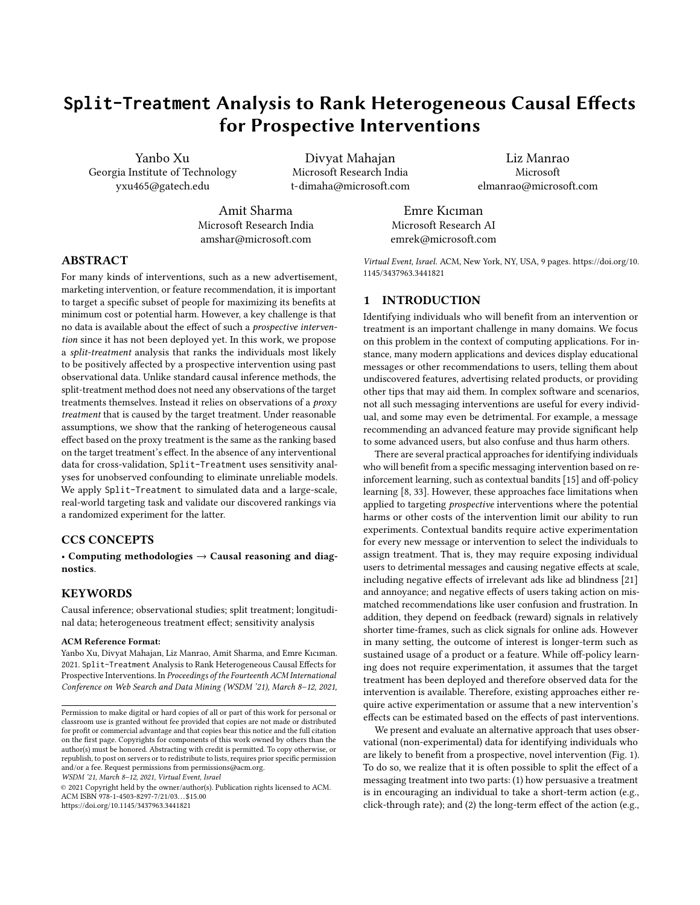# Split-Treatment Analysis to Rank Heterogeneous Causal Effects for Prospective Interventions

Yanbo Xu
Georgia Institute of Technology
yxu465@gatech.edu

Divyat Mahajan
Microsoft Research India
t-dimaha@microsoft.com

Liz Manrao
Microsoft
elmanrao@microsoft.com

Amit Sharma
Microsoft Research India
amshar@microsoft.com

Emre Kıcıman
Microsoft Research AI
emrek@microsoft.com

## ABSTRACT

For many kinds of interventions, such as a new advertisement, marketing intervention, or feature recommendation, it is important to target a specific subset of people for maximizing its benefits at minimum cost or potential harm. However, a key challenge is that no data is available about the effect of such a *prospective intervention* since it has not been deployed yet. In this work, we propose a *split-treatment* analysis that ranks the individuals most likely to be positively affected by a prospective intervention using past observational data. Unlike standard causal inference methods, the split-treatment method does not need any observations of the target treatments themselves. Instead it relies on observations of a *proxy treatment* that is caused by the target treatment. Under reasonable assumptions, we show that the ranking of heterogeneous causal effect based on the proxy treatment is the same as the ranking based on the target treatment's effect. In the absence of any interventional data for cross-validation, Split-Treatment uses sensitivity analyses for unobserved confounding to eliminate unreliable models. We apply Split-Treatment to simulated data and a large-scale, real-world targeting task and validate our discovered rankings via a randomized experiment for the latter.

## CCS CONCEPTS

• **Computing methodologies** → **Causal reasoning and diagnostics**.

## KEYWORDS

Causal inference; observational studies; split treatment; longitudinal data; heterogeneous treatment effect; sensitivity analysis

**ACM Reference Format:**
Yanbo Xu, Divyat Mahajan, Liz Manrao, Amit Sharma, and Emre Kıcıman. 2021. Split-Treatment Analysis to Rank Heterogeneous Causal Effects for Prospective Interventions. In *Proceedings of the Fourteenth ACM International Conference on Web Search and Data Mining (WSDM '21), March 8–12, 2021, Virtual Event, Israel.* ACM, New York, NY, USA, 9 pages. https://doi.org/10.1145/3437963.3441821

Permission to make digital or hard copies of all or part of this work for personal or classroom use is granted without fee provided that copies are not made or distributed for profit or commercial advantage and that copies bear this notice and the full citation on the first page. Copyrights for components of this work owned by others than the author(s) must be honored. Abstracting with credit is permitted. To copy otherwise, or republish, to post on servers or to redistribute to lists, requires prior specific permission and/or a fee. Request permissions from permissions@acm.org.
*WSDM '21, March 8–12, 2021, Virtual Event, Israel*
© 2021 Copyright held by the owner/author(s). Publication rights licensed to ACM.
ACM ISBN 978-1-4503-8297-7/21/03...$15.00
https://doi.org/10.1145/3437963.3441821

## 1 INTRODUCTION

Identifying individuals who will benefit from an intervention or treatment is an important challenge in many domains. We focus on this problem in the context of computing applications. For instance, many modern applications and devices display educational messages or other recommendations to users, telling them about undiscovered features, advertising related products, or providing other tips that may aid them. In complex software and scenarios, not all such messaging interventions are useful for every individual, and some may even be detrimental. For example, a message recommending an advanced feature may provide significant help to some advanced users, but also confuse and thus harm others.

There are several practical approaches for identifying individuals who will benefit from a specific messaging intervention based on reinforcement learning, such as contextual bandits [15] and off-policy learning [8, 33]. However, these approaches face limitations when applied to targeting *prospective* interventions where the potential harms or other costs of the intervention limit our ability to run experiments. Contextual bandits require active experimentation for every new message or intervention to select the individuals to assign treatment. That is, they may require exposing individual users to detrimental messages and causing negative effects at scale, including negative effects of irrelevant ads like ad blindness [21] and annoyance; and negative effects of users taking action on mismatched recommendations like user confusion and frustration. In addition, they depend on feedback (reward) signals in relatively shorter time-frames, such as click signals for online ads. However in many setting, the outcome of interest is longer-term such as sustained usage of a product or a feature. While off-policy learning does not require experimentation, it assumes that the target treatment has been deployed and therefore observed data for the intervention is available. Therefore, existing approaches either require active experimentation or assume that a new intervention's effects can be estimated based on the effects of past interventions.

We present and evaluate an alternative approach that uses observational (non-experimental) data for identifying individuals who are likely to benefit from a prospective, novel intervention (Fig. 1). To do so, we realize that it is often possible to split the effect of a messaging treatment into two parts: (1) how persuasive a treatment is in encouraging an individual to take a short-term action (e.g., click-through rate); and (2) the long-term effect of the action (e.g.,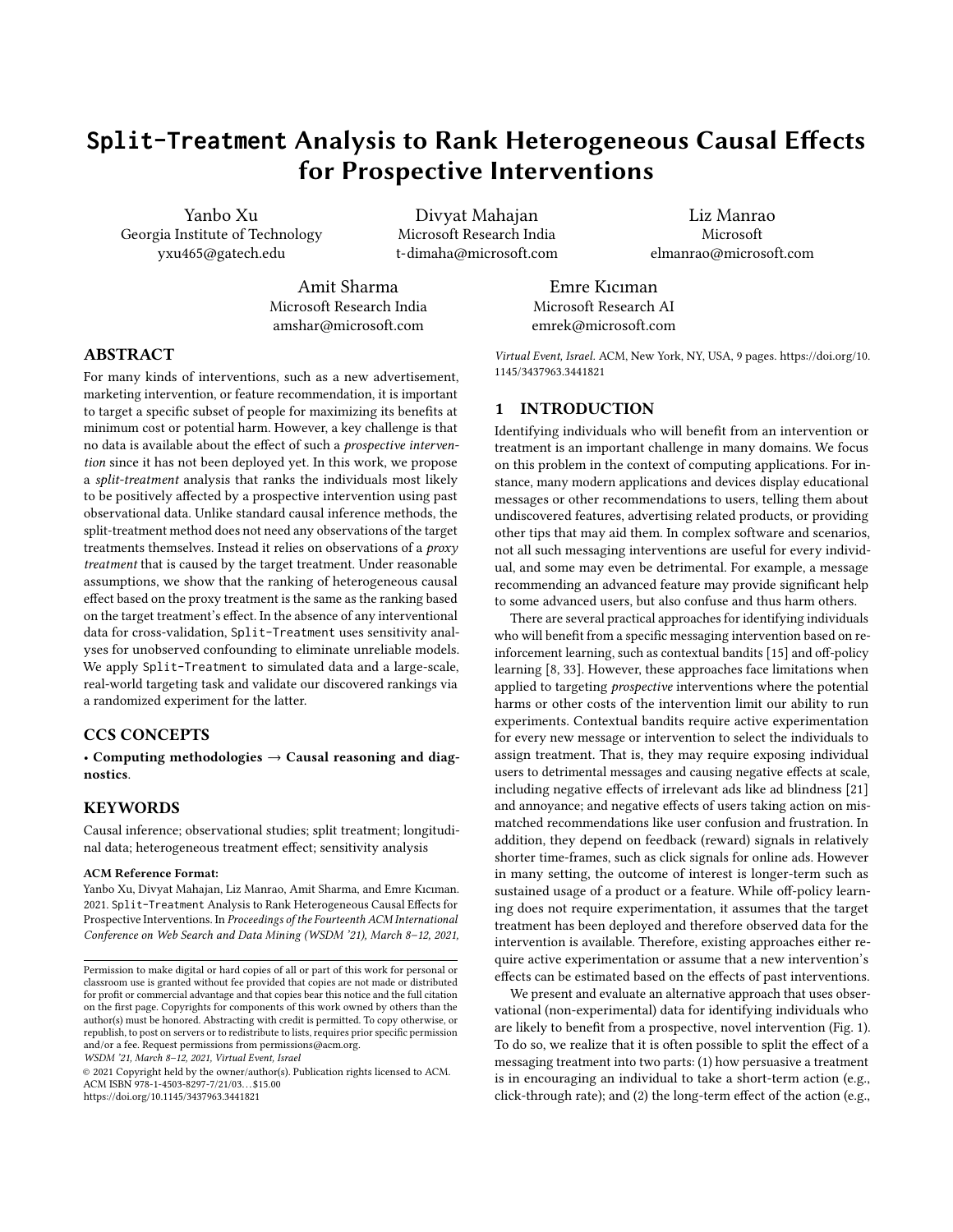# Split-Treatment Analysis to Rank Heterogeneous Causal Effects for Prospective Interventions

Yanbo Xu
Georgia Institute of Technology
yxu465@gatech.edu

Divyat Mahajan
Microsoft Research India
t-dimaha@microsoft.com

Liz Manrao
Microsoft
elmanrao@microsoft.com

Amit Sharma
Microsoft Research India
amshar@microsoft.com

Emre Kıcıman
Microsoft Research AI
emrek@microsoft.com

## ABSTRACT

For many kinds of interventions, such as a new advertisement, marketing intervention, or feature recommendation, it is important to target a specific subset of people for maximizing its benefits at minimum cost or potential harm. However, a key challenge is that no data is available about the effect of such a *prospective intervention* since it has not been deployed yet. In this work, we propose a *split-treatment* analysis that ranks the individuals most likely to be positively affected by a prospective intervention using past observational data. Unlike standard causal inference methods, the split-treatment method does not need any observations of the target treatments themselves. Instead it relies on observations of a *proxy treatment* that is caused by the target treatment. Under reasonable assumptions, we show that the ranking of heterogeneous causal effect based on the proxy treatment is the same as the ranking based on the target treatment's effect. In the absence of any interventional data for cross-validation, Split-Treatment uses sensitivity analyses for unobserved confounding to eliminate unreliable models. We apply Split-Treatment to simulated data and a large-scale, real-world targeting task and validate our discovered rankings via a randomized experiment for the latter.

## CCS CONCEPTS

• **Computing methodologies** → **Causal reasoning and diagnostics**.

## KEYWORDS

Causal inference; observational studies; split treatment; longitudinal data; heterogeneous treatment effect; sensitivity analysis

**ACM Reference Format:**
Yanbo Xu, Divyat Mahajan, Liz Manrao, Amit Sharma, and Emre Kıcıman. 2021. Split-Treatment Analysis to Rank Heterogeneous Causal Effects for Prospective Interventions. In *Proceedings of the Fourteenth ACM International Conference on Web Search and Data Mining (WSDM '21), March 8–12, 2021, Virtual Event, Israel.* ACM, New York, NY, USA, 9 pages. https://doi.org/10.1145/3437963.3441821

Permission to make digital or hard copies of all or part of this work for personal or classroom use is granted without fee provided that copies are not made or distributed for profit or commercial advantage and that copies bear this notice and the full citation on the first page. Copyrights for components of this work owned by others than the author(s) must be honored. Abstracting with credit is permitted. To copy otherwise, or republish, to post on servers or to redistribute to lists, requires prior specific permission and/or a fee. Request permissions from permissions@acm.org.
*WSDM '21, March 8–12, 2021, Virtual Event, Israel*
© 2021 Copyright held by the owner/author(s). Publication rights licensed to ACM.
ACM ISBN 978-1-4503-8297-7/21/03...$15.00
https://doi.org/10.1145/3437963.3441821

## 1 INTRODUCTION

Identifying individuals who will benefit from an intervention or treatment is an important challenge in many domains. We focus on this problem in the context of computing applications. For instance, many modern applications and devices display educational messages or other recommendations to users, telling them about undiscovered features, advertising related products, or providing other tips that may aid them. In complex software and scenarios, not all such messaging interventions are useful for every individual, and some may even be detrimental. For example, a message recommending an advanced feature may provide significant help to some advanced users, but also confuse and thus harm others.

There are several practical approaches for identifying individuals who will benefit from a specific messaging intervention based on reinforcement learning, such as contextual bandits [15] and off-policy learning [8, 33]. However, these approaches face limitations when applied to targeting *prospective* interventions where the potential harms or other costs of the intervention limit our ability to run experiments. Contextual bandits require active experimentation for every new message or intervention to select the individuals to assign treatment. That is, they may require exposing individual users to detrimental messages and causing negative effects at scale, including negative effects of irrelevant ads like ad blindness [21] and annoyance; and negative effects of users taking action on mismatched recommendations like user confusion and frustration. In addition, they depend on feedback (reward) signals in relatively shorter time-frames, such as click signals for online ads. However in many setting, the outcome of interest is longer-term such as sustained usage of a product or a feature. While off-policy learning does not require experimentation, it assumes that the target treatment has been deployed and therefore observed data for the intervention is available. Therefore, existing approaches either require active experimentation or assume that a new intervention's effects can be estimated based on the effects of past interventions.

We present and evaluate an alternative approach that uses observational (non-experimental) data for identifying individuals who are likely to benefit from a prospective, novel intervention (Fig. 1). To do so, we realize that it is often possible to split the effect of a messaging treatment into two parts: (1) how persuasive a treatment is in encouraging an individual to take a short-term action (e.g., click-through rate); and (2) the long-term effect of the action (e.g.,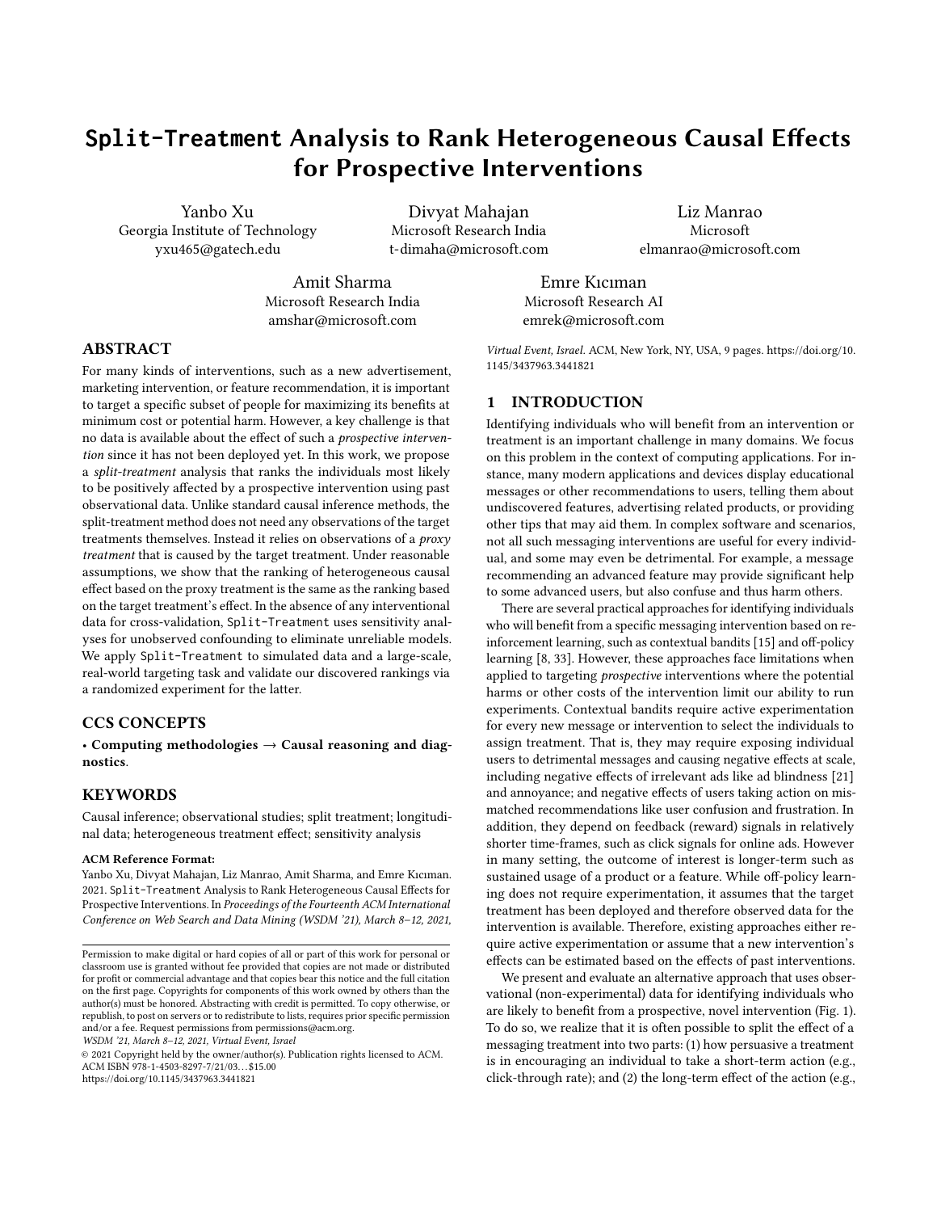# Split-Treatment Analysis to Rank Heterogeneous Causal Effects for Prospective Interventions

Yanbo Xu
Georgia Institute of Technology
yxu465@gatech.edu

Divyat Mahajan
Microsoft Research India
t-dimaha@microsoft.com

Liz Manrao
Microsoft
elmanrao@microsoft.com

Amit Sharma
Microsoft Research India
amshar@microsoft.com

Emre Kıcıman
Microsoft Research AI
emrek@microsoft.com

## ABSTRACT

For many kinds of interventions, such as a new advertisement, marketing intervention, or feature recommendation, it is important to target a specific subset of people for maximizing its benefits at minimum cost or potential harm. However, a key challenge is that no data is available about the effect of such a *prospective intervention* since it has not been deployed yet. In this work, we propose a *split-treatment* analysis that ranks the individuals most likely to be positively affected by a prospective intervention using past observational data. Unlike standard causal inference methods, the split-treatment method does not need any observations of the target treatments themselves. Instead it relies on observations of a *proxy treatment* that is caused by the target treatment. Under reasonable assumptions, we show that the ranking of heterogeneous causal effect based on the proxy treatment is the same as the ranking based on the target treatment's effect. In the absence of any interventional data for cross-validation, Split-Treatment uses sensitivity analyses for unobserved confounding to eliminate unreliable models. We apply Split-Treatment to simulated data and a large-scale, real-world targeting task and validate our discovered rankings via a randomized experiment for the latter.

## CCS CONCEPTS

• **Computing methodologies → Causal reasoning and diagnostics**.

## KEYWORDS

Causal inference; observational studies; split treatment; longitudinal data; heterogeneous treatment effect; sensitivity analysis

**ACM Reference Format:**
Yanbo Xu, Divyat Mahajan, Liz Manrao, Amit Sharma, and Emre Kıcıman. 2021. Split-Treatment Analysis to Rank Heterogeneous Causal Effects for Prospective Interventions. In *Proceedings of the Fourteenth ACM International Conference on Web Search and Data Mining (WSDM '21), March 8–12, 2021, Virtual Event, Israel.* ACM, New York, NY, USA, 9 pages. https://doi.org/10.1145/3437963.3441821

Permission to make digital or hard copies of all or part of this work for personal or classroom use is granted without fee provided that copies are not made or distributed for profit or commercial advantage and that copies bear this notice and the full citation on the first page. Copyrights for components of this work owned by others than the author(s) must be honored. Abstracting with credit is permitted. To copy otherwise, or republish, to post on servers or to redistribute to lists, requires prior specific permission and/or a fee. Request permissions from permissions@acm.org.
*WSDM '21, March 8–12, 2021, Virtual Event, Israel*
© 2021 Copyright held by the owner/author(s). Publication rights licensed to ACM.
ACM ISBN 978-1-4503-8297-7/21/03...$15.00
https://doi.org/10.1145/3437963.3441821

## 1 INTRODUCTION

Identifying individuals who will benefit from an intervention or treatment is an important challenge in many domains. We focus on this problem in the context of computing applications. For instance, many modern applications and devices display educational messages or other recommendations to users, telling them about undiscovered features, advertising related products, or providing other tips that may aid them. In complex software and scenarios, not all such messaging interventions are useful for every individual, and some may even be detrimental. For example, a message recommending an advanced feature may provide significant help to some advanced users, but also confuse and thus harm others.

There are several practical approaches for identifying individuals who will benefit from a specific messaging intervention based on reinforcement learning, such as contextual bandits [15] and off-policy learning [8, 33]. However, these approaches face limitations when applied to targeting *prospective* interventions where the potential harms or other costs of the intervention limit our ability to run experiments. Contextual bandits require active experimentation for every new message or intervention to select the individuals to assign treatment. That is, they may require exposing individual users to detrimental messages and causing negative effects at scale, including negative effects of irrelevant ads like ad blindness [21] and annoyance; and negative effects of users taking action on mismatched recommendations like user confusion and frustration. In addition, they depend on feedback (reward) signals in relatively shorter time-frames, such as click signals for online ads. However in many setting, the outcome of interest is longer-term such as sustained usage of a product or a feature. While off-policy learning does not require experimentation, it assumes that the target treatment has been deployed and therefore observed data for the intervention is available. Therefore, existing approaches either require active experimentation or assume that a new intervention's effects can be estimated based on the effects of past interventions.

We present and evaluate an alternative approach that uses observational (non-experimental) data for identifying individuals who are likely to benefit from a prospective, novel intervention (Fig. 1). To do so, we realize that it is often possible to split the effect of a messaging treatment into two parts: (1) how persuasive a treatment is in encouraging an individual to take a short-term action (e.g., click-through rate); and (2) the long-term effect of the action (e.g.,